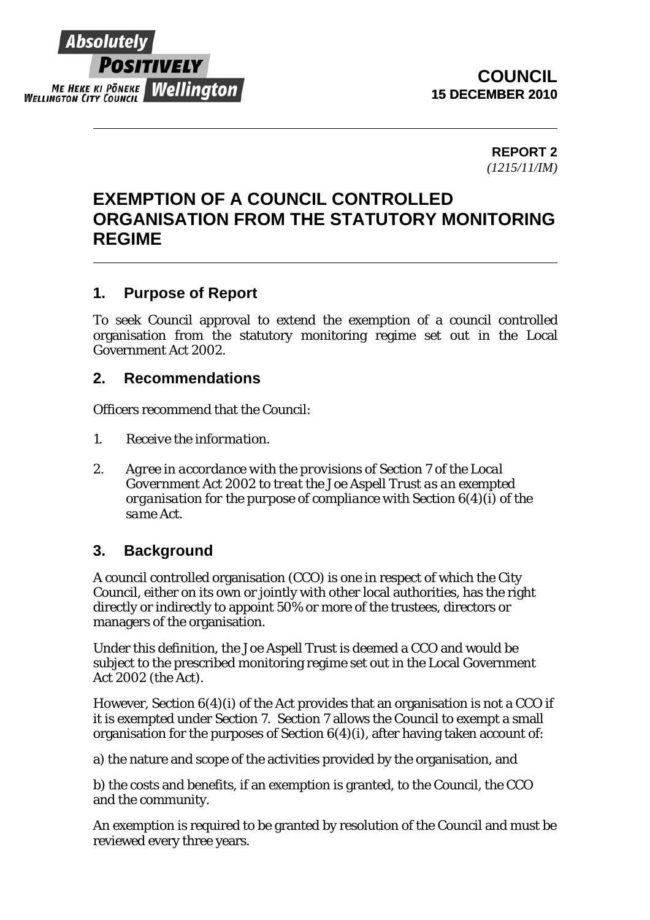Absolutely **POSITIVELY** Wellington

ME HEKE KI PŌNEKE
WELLINGTON CITY COUNCIL

**COUNCIL**
**15 DECEMBER 2010**

**REPORT 2**
*(1215/11/IM)*

# EXEMPTION OF A COUNCIL CONTROLLED ORGANISATION FROM THE STATUTORY MONITORING REGIME

## 1. Purpose of Report

To seek Council approval to extend the exemption of a council controlled organisation from the statutory monitoring regime set out in the Local Government Act 2002.

## 2. Recommendations

Officers recommend that the Council:

1. *Receive the information.*

2. *Agree in accordance with the provisions of Section 7 of the Local Government Act 2002 to treat the Joe Aspell Trust as an exempted organisation for the purpose of compliance with Section 6(4)(i) of the same Act.*

## 3. Background

A council controlled organisation (CCO) is one in respect of which the City Council, either on its own or jointly with other local authorities, has the right directly or indirectly to appoint 50% or more of the trustees, directors or managers of the organisation.

Under this definition, the Joe Aspell Trust is deemed a CCO and would be subject to the prescribed monitoring regime set out in the Local Government Act 2002 (the Act).

However, Section 6(4)(i) of the Act provides that an organisation is not a CCO if it is exempted under Section 7. Section 7 allows the Council to exempt a small organisation for the purposes of Section 6(4)(i), after having taken account of:

a) the nature and scope of the activities provided by the organisation, and

b) the costs and benefits, if an exemption is granted, to the Council, the CCO and the community.

An exemption is required to be granted by resolution of the Council and must be reviewed every three years.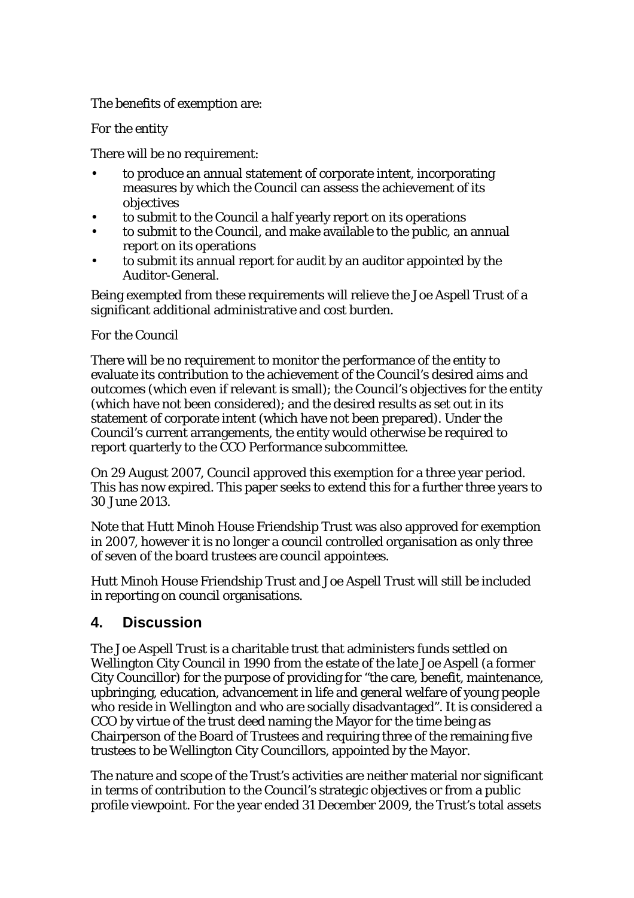The benefits of exemption are:

For the entity

There will be no requirement:

- to produce an annual statement of corporate intent, incorporating measures by which the Council can assess the achievement of its objectives
- to submit to the Council a half yearly report on its operations
- to submit to the Council, and make available to the public, an annual report on its operations
- to submit its annual report for audit by an auditor appointed by the Auditor-General.

Being exempted from these requirements will relieve the Joe Aspell Trust of a significant additional administrative and cost burden.

For the Council

There will be no requirement to monitor the performance of the entity to evaluate its contribution to the achievement of the Council's desired aims and outcomes (which even if relevant is small); the Council's objectives for the entity (which have not been considered); and the desired results as set out in its statement of corporate intent (which have not been prepared). Under the Council's current arrangements, the entity would otherwise be required to report quarterly to the CCO Performance subcommittee.

On 29 August 2007, Council approved this exemption for a three year period. This has now expired. This paper seeks to extend this for a further three years to 30 June 2013.

Note that Hutt Minoh House Friendship Trust was also approved for exemption in 2007, however it is no longer a council controlled organisation as only three of seven of the board trustees are council appointees.

Hutt Minoh House Friendship Trust and Joe Aspell Trust will still be included in reporting on council organisations.

## 4. Discussion

The Joe Aspell Trust is a charitable trust that administers funds settled on Wellington City Council in 1990 from the estate of the late Joe Aspell (a former City Councillor) for the purpose of providing for "the care, benefit, maintenance, upbringing, education, advancement in life and general welfare of young people who reside in Wellington and who are socially disadvantaged". It is considered a CCO by virtue of the trust deed naming the Mayor for the time being as Chairperson of the Board of Trustees and requiring three of the remaining five trustees to be Wellington City Councillors, appointed by the Mayor.

The nature and scope of the Trust's activities are neither material nor significant in terms of contribution to the Council's strategic objectives or from a public profile viewpoint. For the year ended 31 December 2009, the Trust's total assets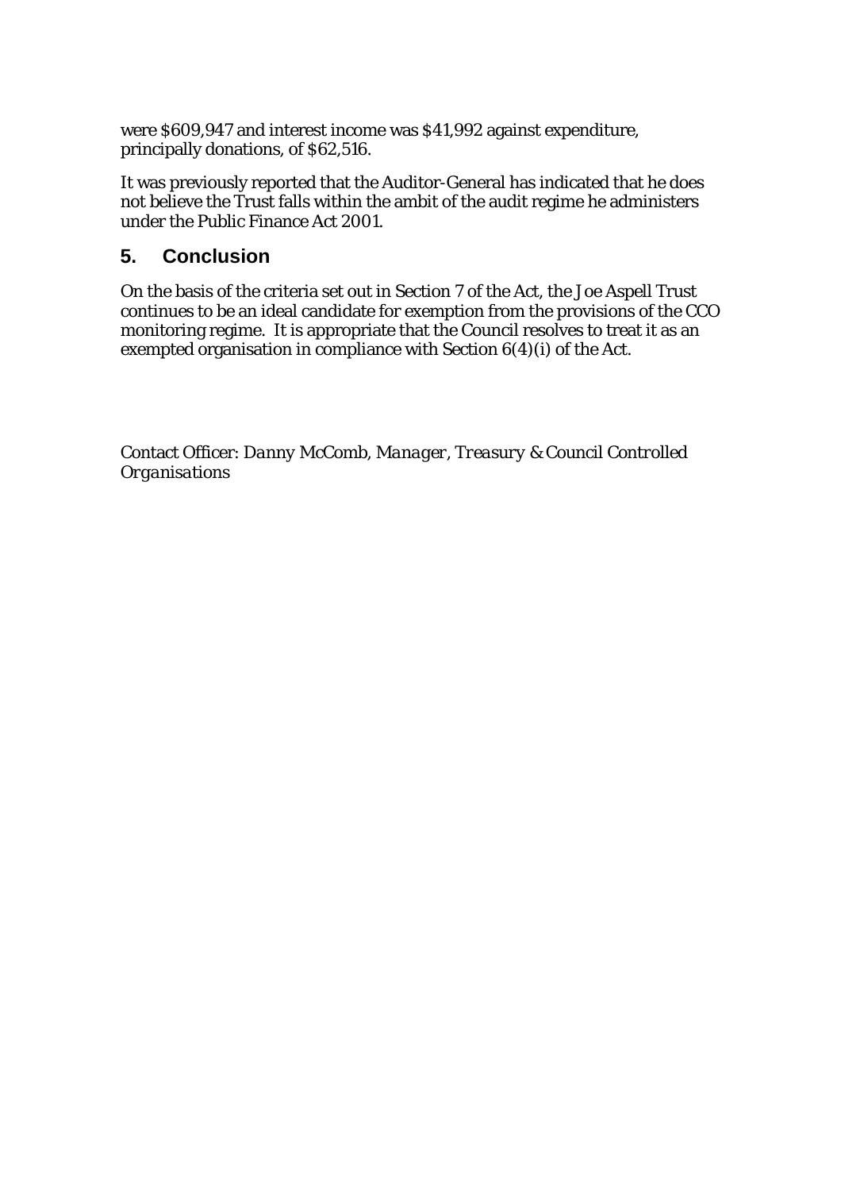were $609,947 and interest income was $41,992 against expenditure, principally donations, of $62,516.

It was previously reported that the Auditor-General has indicated that he does not believe the Trust falls within the ambit of the audit regime he administers under the Public Finance Act 2001.

## 5. Conclusion

On the basis of the criteria set out in Section 7 of the Act, the Joe Aspell Trust continues to be an ideal candidate for exemption from the provisions of the CCO monitoring regime. It is appropriate that the Council resolves to treat it as an exempted organisation in compliance with Section 6(4)(i) of the Act.

Contact Officer: *Danny McComb, Manager, Treasury & Council Controlled Organisations*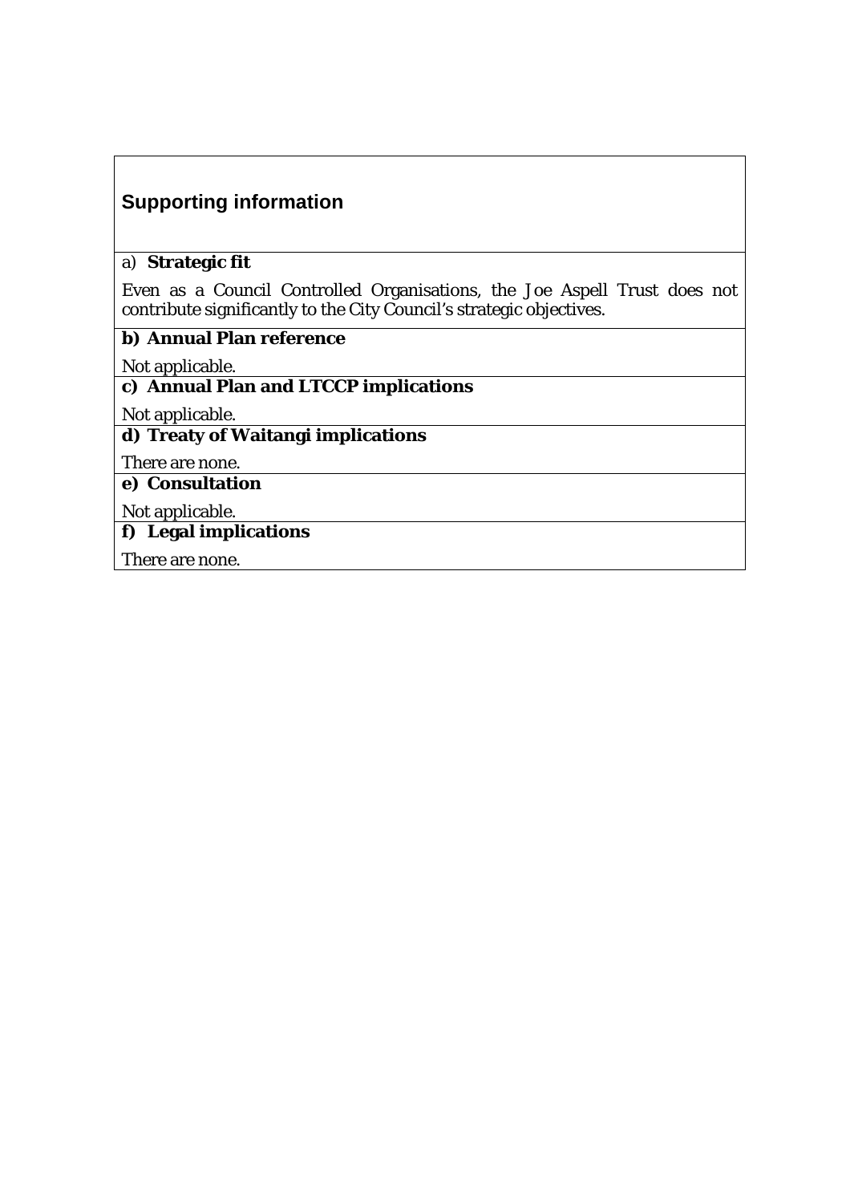## Supporting information

a) **Strategic fit**

Even as a Council Controlled Organisations, the Joe Aspell Trust does not contribute significantly to the City Council's strategic objectives.

**b) Annual Plan reference**

Not applicable.

**c) Annual Plan and LTCCP implications**

Not applicable.

**d) Treaty of Waitangi implications**

There are none.

**e) Consultation**

Not applicable.

**f) Legal implications**

There are none.